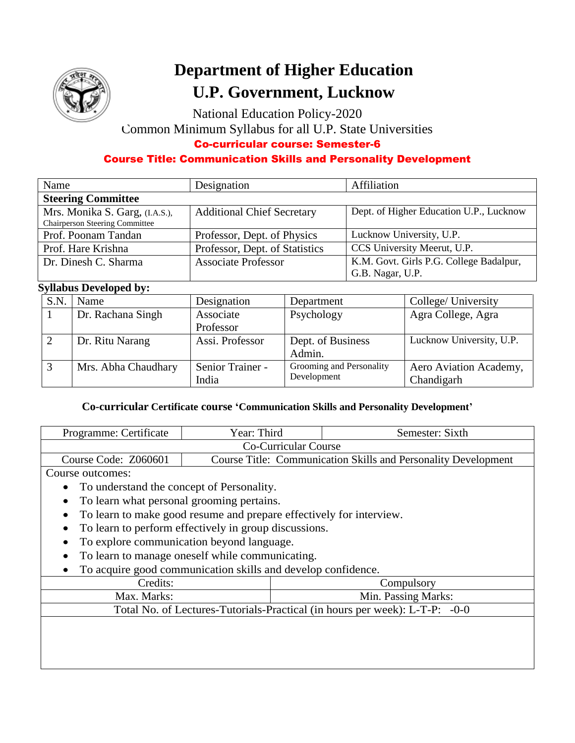# Department of Higher Education

# U.P. Government, Lucknow

National Education Policy-2020

Common Minimum Syllabus for all U.P. State Universities

**Co-curricular course: Semester-6**

**Course Title: Communication Skills and Personality Development**

| Name | Designation | Affiliation |
|---|---|---|
| **Steering Committee** | | |
| Mrs. Monika S. Garg, (I.A.S.), Chairperson Steering Committee | Additional Chief Secretary | Dept. of Higher Education U.P., Lucknow |
| Prof. Poonam Tandan | Professor, Dept. of Physics | Lucknow University, U.P. |
| Prof. Hare Krishna | Professor, Dept. of Statistics | CCS University Meerut, U.P. |
| Dr. Dinesh C. Sharma | Associate Professor | K.M. Govt. Girls P.G. College Badalpur, G.B. Nagar, U.P. |

**Syllabus Developed by:**

| S.N. | Name | Designation | Department | College/ University |
|---|---|---|---|---|
| 1 | Dr. Rachana Singh | Associate Professor | Psychology | Agra College, Agra |
| 2 | Dr. Ritu Narang | Assi. Professor | Dept. of Business Admin. | Lucknow University, U.P. |
| 3 | Mrs. Abha Chaudhary | Senior Trainer - India | Grooming and Personality Development | Aero Aviation Academy, Chandigarh |

**Co-curricular Certificate course 'Communication Skills and Personality Development'**

| Programme: Certificate | Year: Third | Semester: Sixth |
|---|---|---|
| Co-Curricular Course | | |
| Course Code: Z060601 | Course Title: Communication Skills and Personality Development | |

Course outcomes:

- To understand the concept of Personality.
- To learn what personal grooming pertains.
- To learn to make good resume and prepare effectively for interview.
- To learn to perform effectively in group discussions.
- To explore communication beyond language.
- To learn to manage oneself while communicating.
- To acquire good communication skills and develop confidence.

| Credits: | Compulsory |
|---|---|
| Max. Marks: | Min. Passing Marks: |
| Total No. of Lectures-Tutorials-Practical (in hours per week): L-T-P: -0-0 | |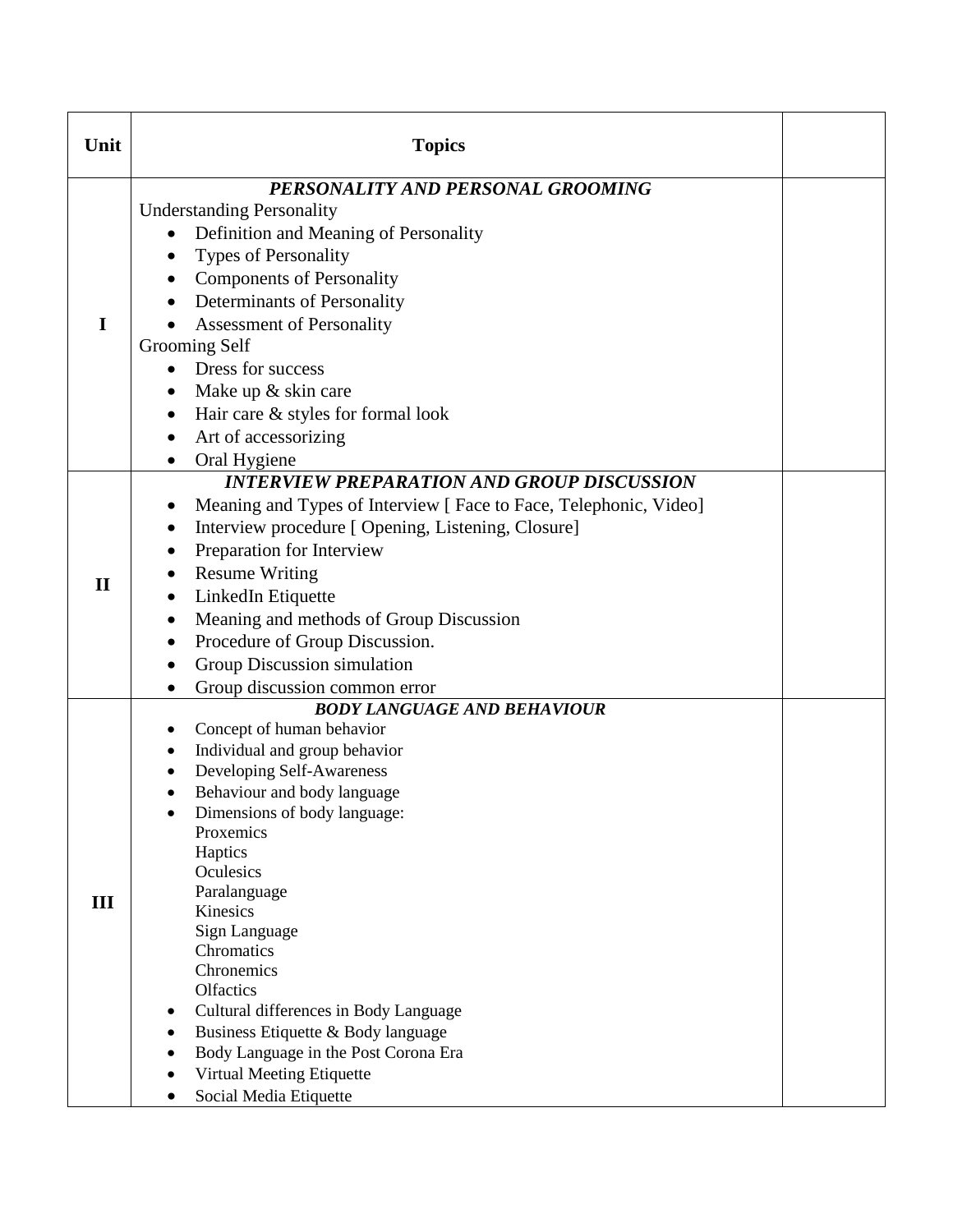| Unit | Topics | |
|---|---|---|
| I | ***PERSONALITY AND PERSONAL GROOMING***<br>Understanding Personality<br>• Definition and Meaning of Personality<br>• Types of Personality<br>• Components of Personality<br>• Determinants of Personality<br>• Assessment of Personality<br>Grooming Self<br>• Dress for success<br>• Make up & skin care<br>• Hair care & styles for formal look<br>• Art of accessorizing<br>• Oral Hygiene | |
| II | ***INTERVIEW PREPARATION AND GROUP DISCUSSION***<br>• Meaning and Types of Interview [ Face to Face, Telephonic, Video]<br>• Interview procedure [ Opening, Listening, Closure]<br>• Preparation for Interview<br>• Resume Writing<br>• LinkedIn Etiquette<br>• Meaning and methods of Group Discussion<br>• Procedure of Group Discussion.<br>• Group Discussion simulation<br>• Group discussion common error | |
| III | ***BODY LANGUAGE AND BEHAVIOUR***<br>• Concept of human behavior<br>• Individual and group behavior<br>• Developing Self-Awareness<br>• Behaviour and body language<br>• Dimensions of body language:<br>Proxemics<br>Haptics<br>Oculesics<br>Paralanguage<br>Kinesics<br>Sign Language<br>Chromatics<br>Chronemics<br>Olfactics<br>• Cultural differences in Body Language<br>• Business Etiquette & Body language<br>• Body Language in the Post Corona Era<br>• Virtual Meeting Etiquette<br>• Social Media Etiquette | |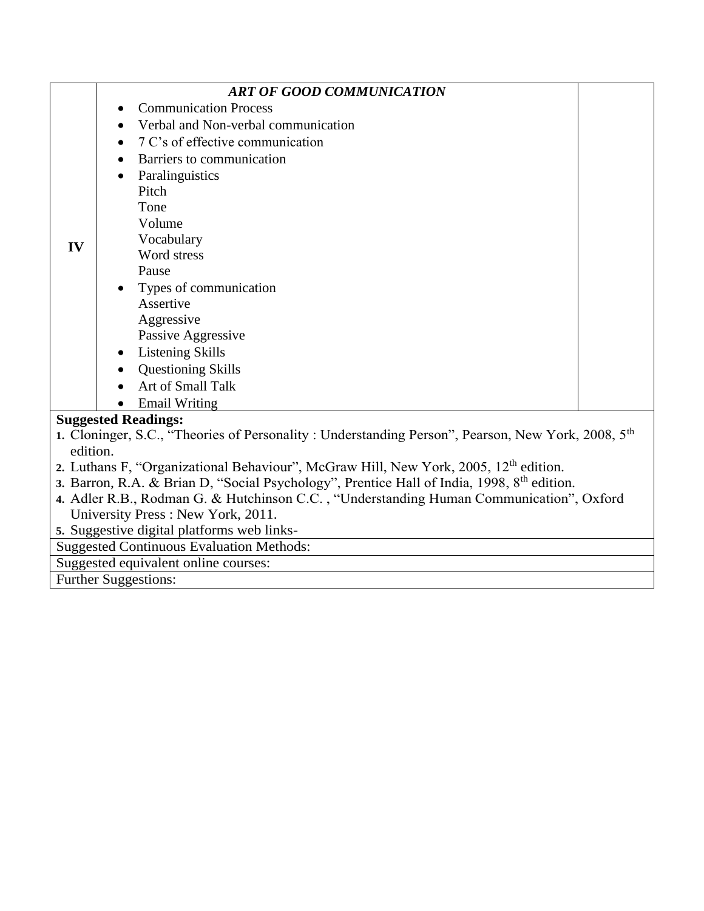| | | |
|---|---|---|
| IV | ***ART OF GOOD COMMUNICATION***<br>• Communication Process<br>• Verbal and Non-verbal communication<br>• 7 C's of effective communication<br>• Barriers to communication<br>• Paralinguistics<br>Pitch<br>Tone<br>Volume<br>Vocabulary<br>Word stress<br>Pause<br>• Types of communication<br>Assertive<br>Aggressive<br>Passive Aggressive<br>• Listening Skills<br>• Questioning Skills<br>• Art of Small Talk<br>• Email Writing | |

**Suggested Readings:**

1. Cloninger, S.C., "Theories of Personality : Understanding Person", Pearson, New York, 2008, 5th edition.
2. Luthans F, "Organizational Behaviour", McGraw Hill, New York, 2005, 12th edition.
3. Barron, R.A. & Brian D, "Social Psychology", Prentice Hall of India, 1998, 8th edition.
4. Adler R.B., Rodman G. & Hutchinson C.C. , "Understanding Human Communication", Oxford University Press : New York, 2011.
5. Suggestive digital platforms web links-

Suggested Continuous Evaluation Methods:

Suggested equivalent online courses:

Further Suggestions: